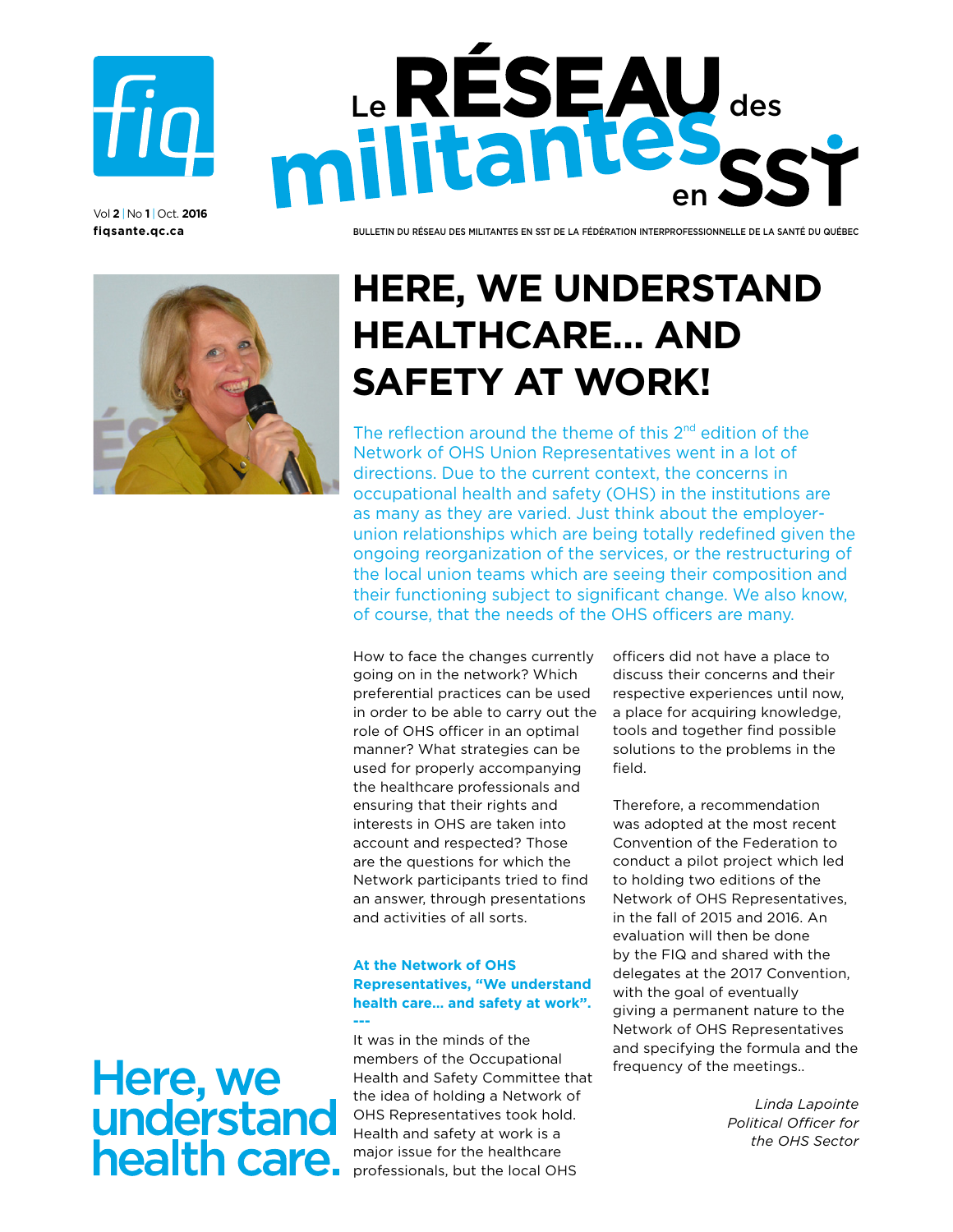# Le RÉSEAU des militantes en SST

Vol **2** | No **1** | Oct. **2016**

**fiqsante.qc.ca**

BULLETIN DU RÉSEAU DES MILITANTES EN SST DE LA FÉDÉRATION INTERPROFESSIONNELLE DE LA SANTÉ DU QUÉBEC

## HERE, WE UNDERSTAND HEALTHCARE… AND SAFETY AT WORK!

The reflection around the theme of this 2nd edition of the Network of OHS Union Representatives went in a lot of directions. Due to the current context, the concerns in occupational health and safety (OHS) in the institutions are as many as they are varied. Just think about the employer-union relationships which are being totally redefined given the ongoing reorganization of the services, or the restructuring of the local union teams which are seeing their composition and their functioning subject to significant change. We also know, of course, that the needs of the OHS officers are many.

How to face the changes currently going on in the network? Which preferential practices can be used in order to be able to carry out the role of OHS officer in an optimal manner? What strategies can be used for properly accompanying the healthcare professionals and ensuring that their rights and interests in OHS are taken into account and respected? Those are the questions for which the Network participants tried to find an answer, through presentations and activities of all sorts.

### At the Network of OHS Representatives, "We understand health care… and safety at work".

---

It was in the minds of the members of the Occupational Health and Safety Committee that the idea of holding a Network of OHS Representatives took hold. Health and safety at work is a major issue for the healthcare professionals, but the local OHS officers did not have a place to discuss their concerns and their respective experiences until now, a place for acquiring knowledge, tools and together find possible solutions to the problems in the field.

Therefore, a recommendation was adopted at the most recent Convention of the Federation to conduct a pilot project which led to holding two editions of the Network of OHS Representatives, in the fall of 2015 and 2016. An evaluation will then be done by the FIQ and shared with the delegates at the 2017 Convention, with the goal of eventually giving a permanent nature to the Network of OHS Representatives and specifying the formula and the frequency of the meetings..

*Linda Lapointe*
*Political Officer for the OHS Sector*

Here, we understand health care.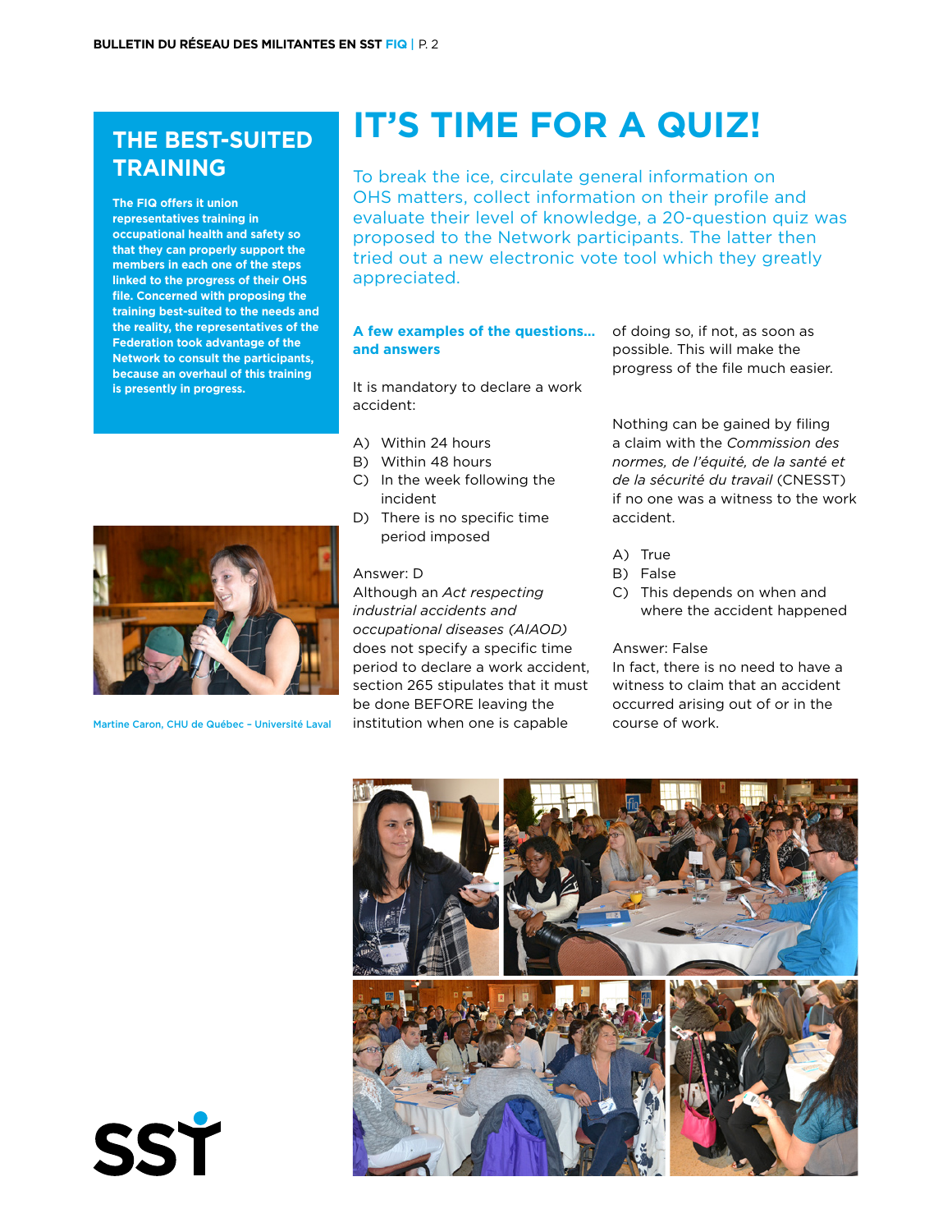## THE BEST-SUITED TRAINING

**The FIQ offers it union representatives training in occupational health and safety so that they can properly support the members in each one of the steps linked to the progress of their OHS file. Concerned with proposing the training best-suited to the needs and the reality, the representatives of the Federation took advantage of the Network to consult the participants, because an overhaul of this training is presently in progress.**

Martine Caron, CHU de Québec – Université Laval

# IT'S TIME FOR A QUIZ!

To break the ice, circulate general information on OHS matters, collect information on their profile and evaluate their level of knowledge, a 20-question quiz was proposed to the Network participants. The latter then tried out a new electronic vote tool which they greatly appreciated.

### A few examples of the questions... and answers

It is mandatory to declare a work accident:

A) Within 24 hours
B) Within 48 hours
C) In the week following the incident
D) There is no specific time period imposed

Answer: D
Although an *Act respecting industrial accidents and occupational diseases (AIAOD)* does not specify a specific time period to declare a work accident, section 265 stipulates that it must be done BEFORE leaving the institution when one is capable of doing so, if not, as soon as possible. This will make the progress of the file much easier.

Nothing can be gained by filing a claim with the *Commission des normes, de l'équité, de la santé et de la sécurité du travail* (CNESST) if no one was a witness to the work accident.

A) True
B) False
C) This depends on when and where the accident happened

Answer: False
In fact, there is no need to have a witness to claim that an accident occurred arising out of or in the course of work.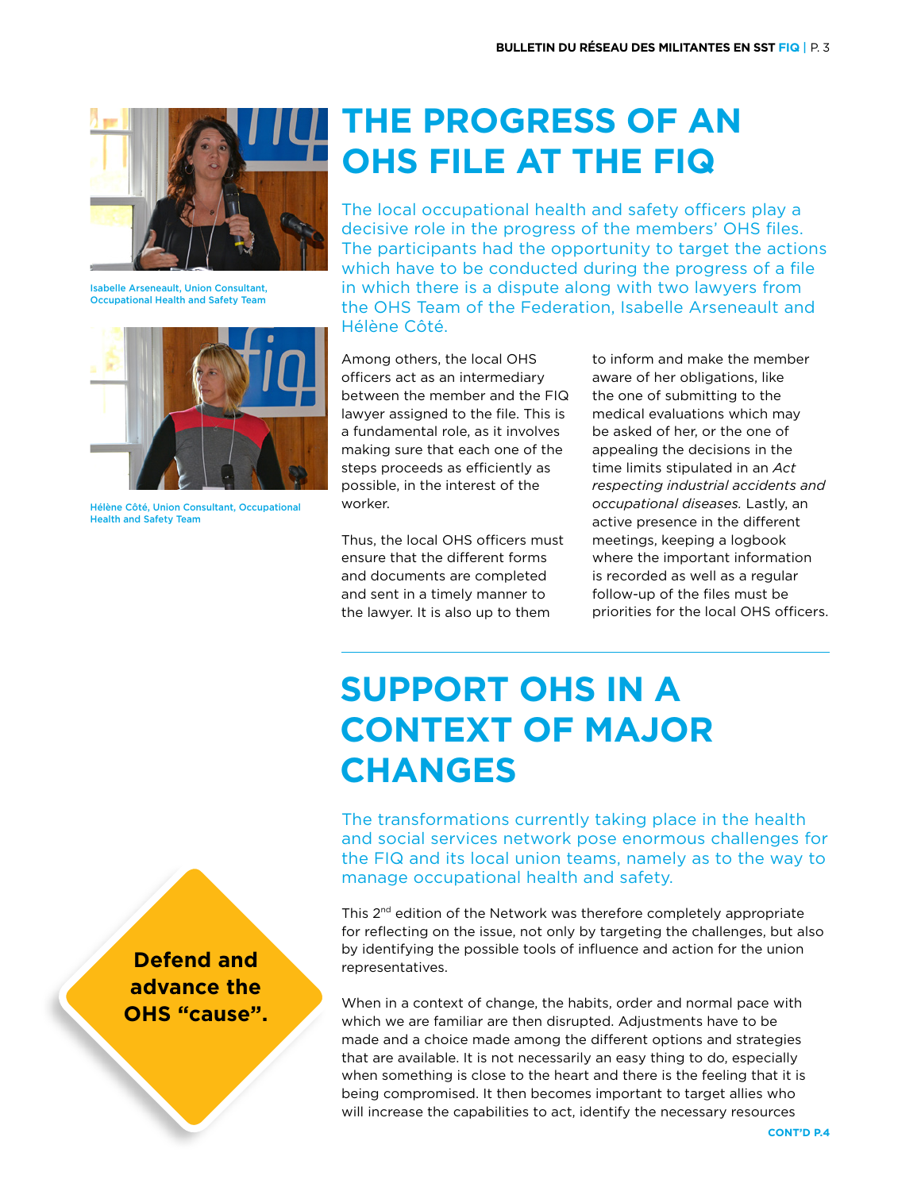# THE PROGRESS OF AN OHS FILE AT THE FIQ

Isabelle Arseneault, Union Consultant, Occupational Health and Safety Team

Hélène Côté, Union Consultant, Occupational Health and Safety Team

The local occupational health and safety officers play a decisive role in the progress of the members' OHS files. The participants had the opportunity to target the actions which have to be conducted during the progress of a file in which there is a dispute along with two lawyers from the OHS Team of the Federation, Isabelle Arseneault and Hélène Côté.

Among others, the local OHS officers act as an intermediary between the member and the FIQ lawyer assigned to the file. This is a fundamental role, as it involves making sure that each one of the steps proceeds as efficiently as possible, in the interest of the worker.

Thus, the local OHS officers must ensure that the different forms and documents are completed and sent in a timely manner to the lawyer. It is also up to them to inform and make the member aware of her obligations, like the one of submitting to the medical evaluations which may be asked of her, or the one of appealing the decisions in the time limits stipulated in an *Act respecting industrial accidents and occupational diseases.* Lastly, an active presence in the different meetings, keeping a logbook where the important information is recorded as well as a regular follow-up of the files must be priorities for the local OHS officers.

# SUPPORT OHS IN A CONTEXT OF MAJOR CHANGES

The transformations currently taking place in the health and social services network pose enormous challenges for the FIQ and its local union teams, namely as to the way to manage occupational health and safety.

This 2nd edition of the Network was therefore completely appropriate for reflecting on the issue, not only by targeting the challenges, but also by identifying the possible tools of influence and action for the union representatives.

When in a context of change, the habits, order and normal pace with which we are familiar are then disrupted. Adjustments have to be made and a choice made among the different options and strategies that are available. It is not necessarily an easy thing to do, especially when something is close to the heart and there is the feeling that it is being compromised. It then becomes important to target allies who will increase the capabilities to act, identify the necessary resources

**Defend and advance the OHS "cause".**

CONT'D P.4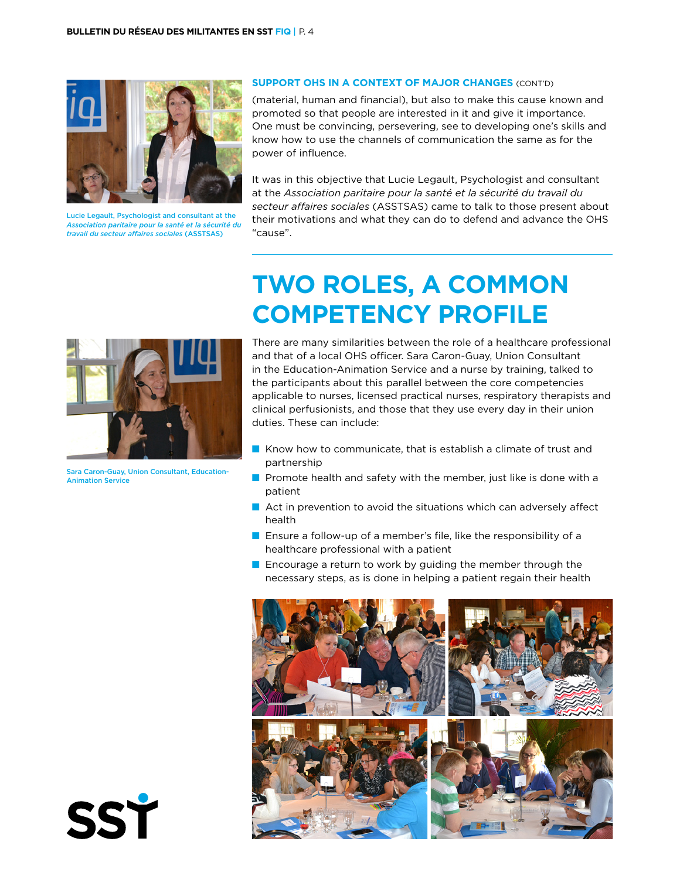### SUPPORT OHS IN A CONTEXT OF MAJOR CHANGES (CONT'D)

(material, human and financial), but also to make this cause known and promoted so that people are interested in it and give it importance. One must be convincing, persevering, see to developing one's skills and know how to use the channels of communication the same as for the power of influence.

It was in this objective that Lucie Legault, Psychologist and consultant at the *Association paritaire pour la santé et la sécurité du travail du secteur affaires sociales* (ASSTSAS) came to talk to those present about their motivations and what they can do to defend and advance the OHS "cause".

Lucie Legault, Psychologist and consultant at the *Association paritaire pour la santé et la sécurité du travail du secteur affaires sociales* (ASSTSAS)

# TWO ROLES, A COMMON COMPETENCY PROFILE

There are many similarities between the role of a healthcare professional and that of a local OHS officer. Sara Caron-Guay, Union Consultant in the Education-Animation Service and a nurse by training, talked to the participants about this parallel between the core competencies applicable to nurses, licensed practical nurses, respiratory therapists and clinical perfusionists, and those that they use every day in their union duties. These can include:

- Know how to communicate, that is establish a climate of trust and partnership
- Promote health and safety with the member, just like is done with a patient
- Act in prevention to avoid the situations which can adversely affect health
- Ensure a follow-up of a member's file, like the responsibility of a healthcare professional with a patient
- Encourage a return to work by guiding the member through the necessary steps, as is done in helping a patient regain their health

Sara Caron-Guay, Union Consultant, Education-Animation Service

SST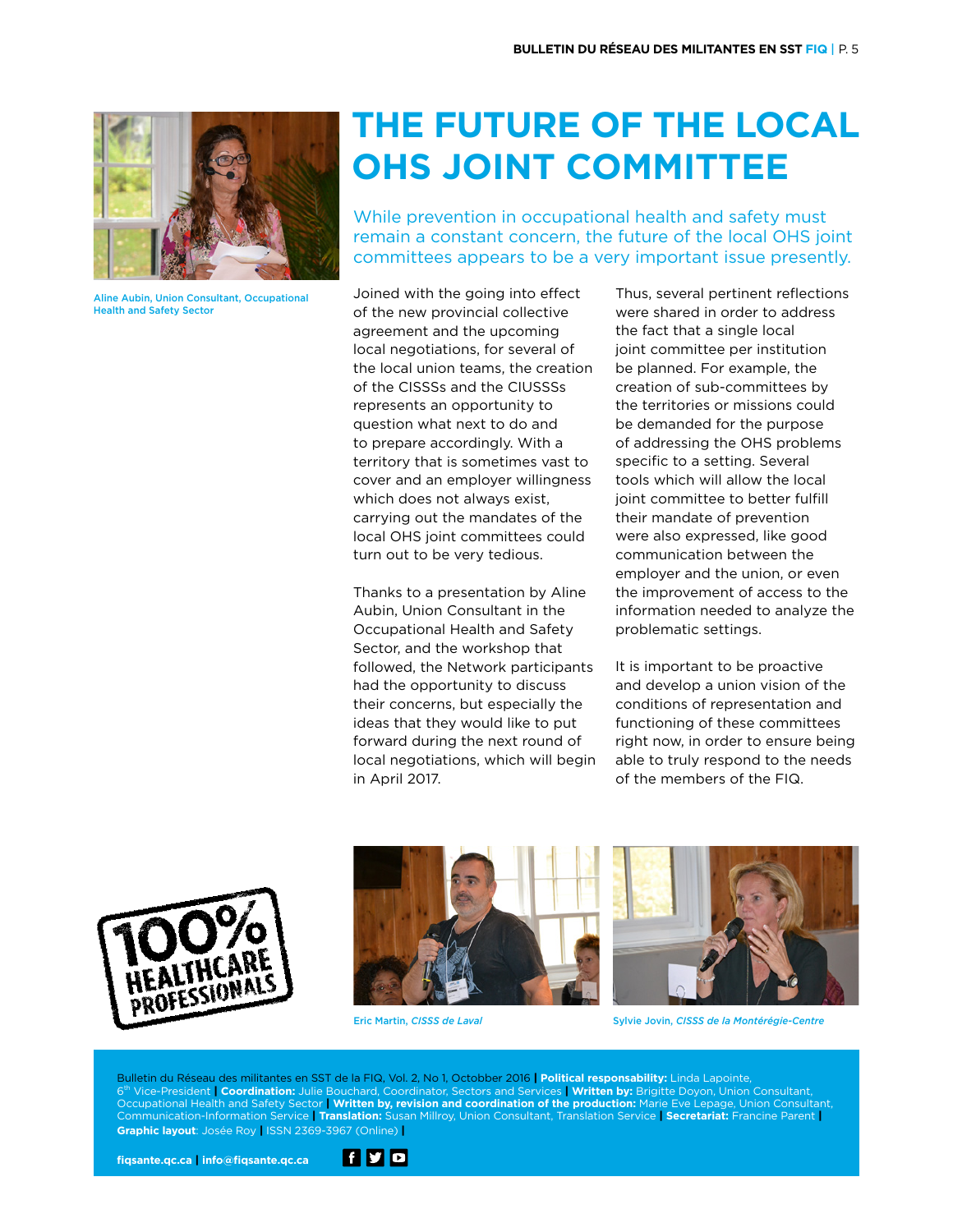# THE FUTURE OF THE LOCAL OHS JOINT COMMITTEE

Aline Aubin, Union Consultant, Occupational Health and Safety Sector

While prevention in occupational health and safety must remain a constant concern, the future of the local OHS joint committees appears to be a very important issue presently.

Joined with the going into effect of the new provincial collective agreement and the upcoming local negotiations, for several of the local union teams, the creation of the CISSSs and the CIUSSSs represents an opportunity to question what next to do and to prepare accordingly. With a territory that is sometimes vast to cover and an employer willingness which does not always exist, carrying out the mandates of the local OHS joint committees could turn out to be very tedious.

Thanks to a presentation by Aline Aubin, Union Consultant in the Occupational Health and Safety Sector, and the workshop that followed, the Network participants had the opportunity to discuss their concerns, but especially the ideas that they would like to put forward during the next round of local negotiations, which will begin in April 2017.

Thus, several pertinent reflections were shared in order to address the fact that a single local joint committee per institution be planned. For example, the creation of sub-committees by the territories or missions could be demanded for the purpose of addressing the OHS problems specific to a setting. Several tools which will allow the local joint committee to better fulfill their mandate of prevention were also expressed, like good communication between the employer and the union, or even the improvement of access to the information needed to analyze the problematic settings.

It is important to be proactive and develop a union vision of the conditions of representation and functioning of these committees right now, in order to ensure being able to truly respond to the needs of the members of the FIQ.

100% HEALTHCARE PROFESSIONALS

Eric Martin, *CISSS de Laval*

Sylvie Jovin, *CISSS de la Montérégie-Centre*

Bulletin du Réseau des militantes en SST de la FIQ, Vol. 2, No 1, Octobber 2016 | **Political responsability:** Linda Lapointe, 6th Vice-President | **Coordination:** Julie Bouchard, Coordinator, Sectors and Services | **Written by:** Brigitte Doyon, Union Consultant, Occupational Health and Safety Sector | **Written by, revision and coordination of the production:** Marie Eve Lepage, Union Consultant, Communication-Information Service | **Translation:** Susan Millroy, Union Consultant, Translation Service | **Secretariat:** Francine Parent | **Graphic layout**: Josée Roy | ISSN 2369-3967 (Online) |

**fiqsante.qc.ca** | **info@fiqsante.qc.ca**